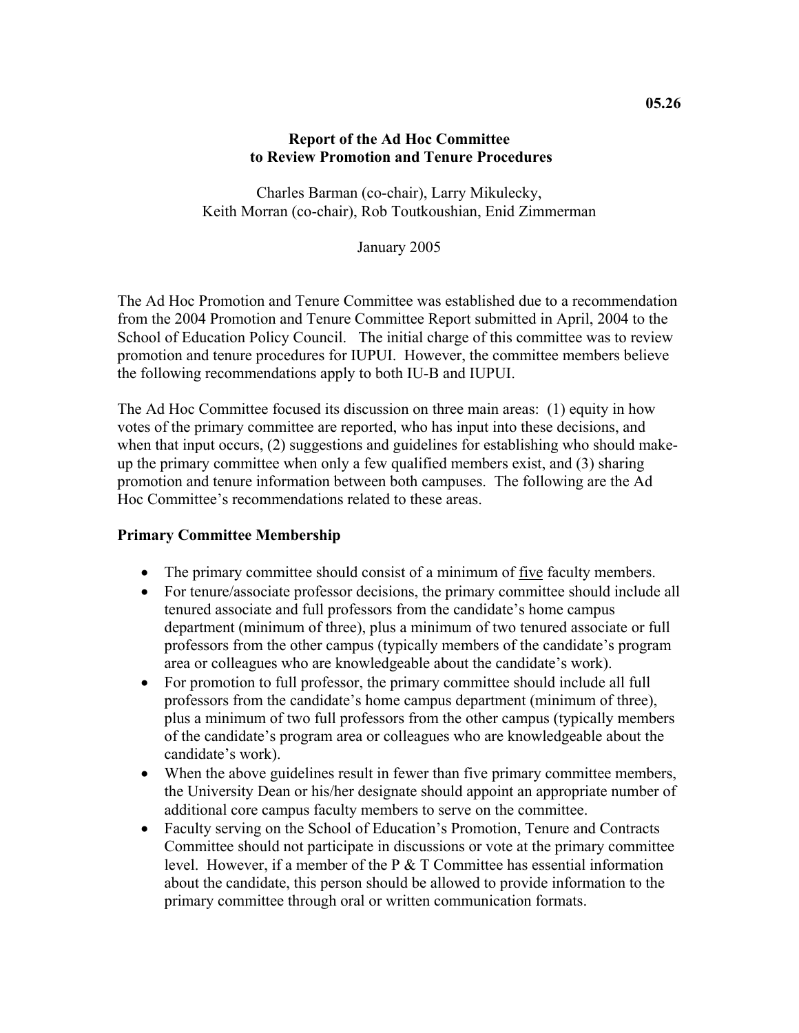05.26

# Report of the Ad Hoc Committee to Review Promotion and Tenure Procedures

Charles Barman (co-chair), Larry Mikulecky,
Keith Morran (co-chair), Rob Toutkoushian, Enid Zimmerman

January 2005

The Ad Hoc Promotion and Tenure Committee was established due to a recommendation from the 2004 Promotion and Tenure Committee Report submitted in April, 2004 to the School of Education Policy Council. The initial charge of this committee was to review promotion and tenure procedures for IUPUI. However, the committee members believe the following recommendations apply to both IU-B and IUPUI.

The Ad Hoc Committee focused its discussion on three main areas: (1) equity in how votes of the primary committee are reported, who has input into these decisions, and when that input occurs, (2) suggestions and guidelines for establishing who should make-up the primary committee when only a few qualified members exist, and (3) sharing promotion and tenure information between both campuses. The following are the Ad Hoc Committee's recommendations related to these areas.

## Primary Committee Membership

- The primary committee should consist of a minimum of <u>five</u> faculty members.
- For tenure/associate professor decisions, the primary committee should include all tenured associate and full professors from the candidate's home campus department (minimum of three), plus a minimum of two tenured associate or full professors from the other campus (typically members of the candidate's program area or colleagues who are knowledgeable about the candidate's work).
- For promotion to full professor, the primary committee should include all full professors from the candidate's home campus department (minimum of three), plus a minimum of two full professors from the other campus (typically members of the candidate's program area or colleagues who are knowledgeable about the candidate's work).
- When the above guidelines result in fewer than five primary committee members, the University Dean or his/her designate should appoint an appropriate number of additional core campus faculty members to serve on the committee.
- Faculty serving on the School of Education's Promotion, Tenure and Contracts Committee should not participate in discussions or vote at the primary committee level. However, if a member of the P & T Committee has essential information about the candidate, this person should be allowed to provide information to the primary committee through oral or written communication formats.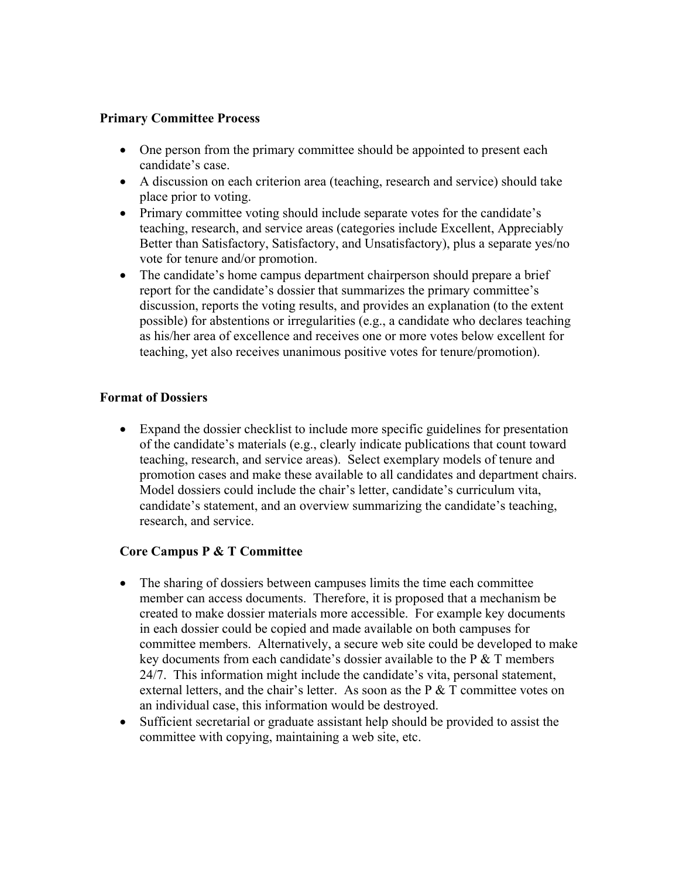**Primary Committee Process**

- One person from the primary committee should be appointed to present each candidate's case.
- A discussion on each criterion area (teaching, research and service) should take place prior to voting.
- Primary committee voting should include separate votes for the candidate's teaching, research, and service areas (categories include Excellent, Appreciably Better than Satisfactory, Satisfactory, and Unsatisfactory), plus a separate yes/no vote for tenure and/or promotion.
- The candidate's home campus department chairperson should prepare a brief report for the candidate's dossier that summarizes the primary committee's discussion, reports the voting results, and provides an explanation (to the extent possible) for abstentions or irregularities (e.g., a candidate who declares teaching as his/her area of excellence and receives one or more votes below excellent for teaching, yet also receives unanimous positive votes for tenure/promotion).

**Format of Dossiers**

- Expand the dossier checklist to include more specific guidelines for presentation of the candidate's materials (e.g., clearly indicate publications that count toward teaching, research, and service areas). Select exemplary models of tenure and promotion cases and make these available to all candidates and department chairs. Model dossiers could include the chair's letter, candidate's curriculum vita, candidate's statement, and an overview summarizing the candidate's teaching, research, and service.

**Core Campus P & T Committee**

- The sharing of dossiers between campuses limits the time each committee member can access documents. Therefore, it is proposed that a mechanism be created to make dossier materials more accessible. For example key documents in each dossier could be copied and made available on both campuses for committee members. Alternatively, a secure web site could be developed to make key documents from each candidate's dossier available to the P & T members 24/7. This information might include the candidate's vita, personal statement, external letters, and the chair's letter. As soon as the P & T committee votes on an individual case, this information would be destroyed.
- Sufficient secretarial or graduate assistant help should be provided to assist the committee with copying, maintaining a web site, etc.